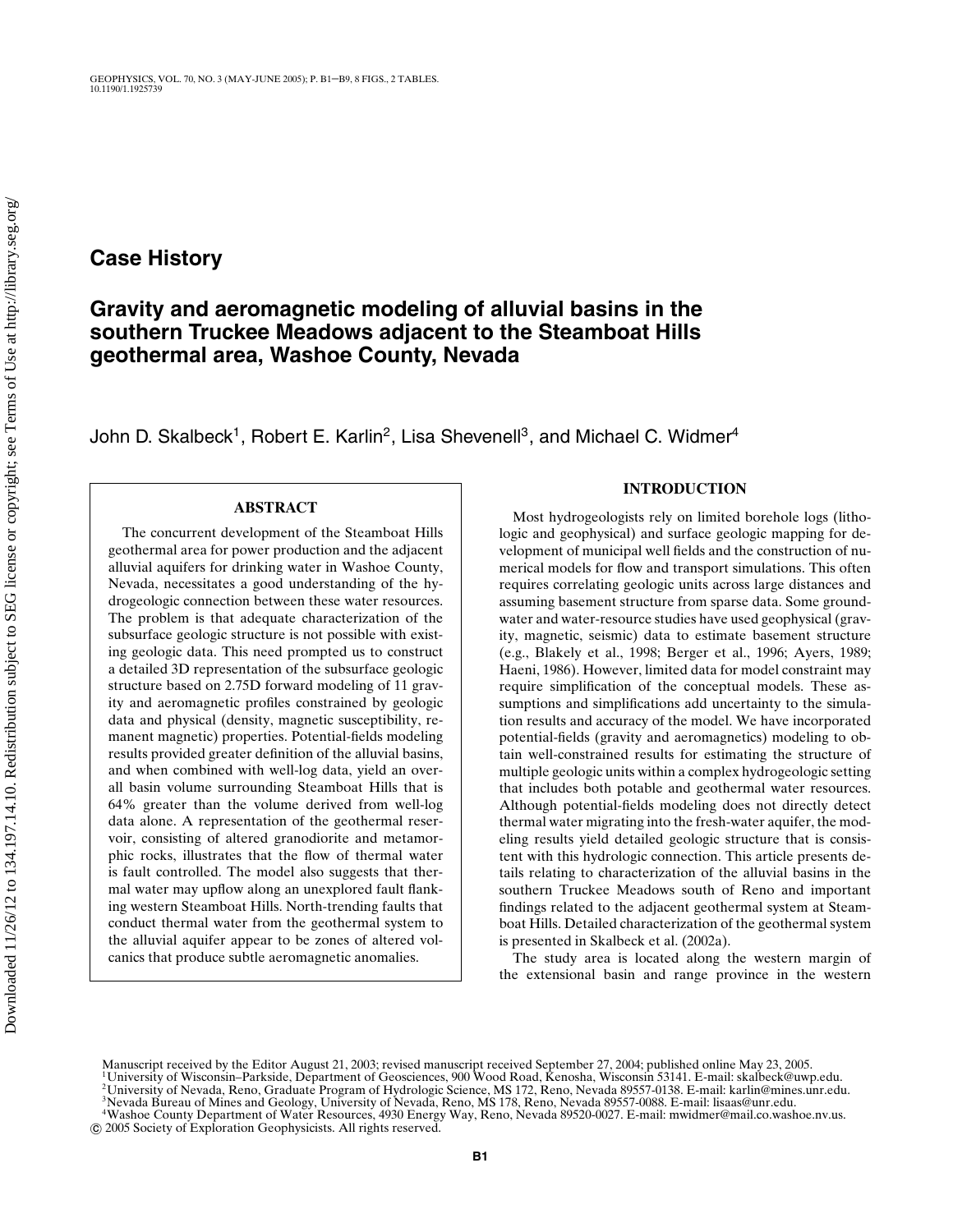# Case History

## Gravity and aeromagnetic modeling of alluvial basins in the southern Truckee Meadows adjacent to the Steamboat Hills geothermal area, Washoe County, Nevada

John D. Skalbeck[1], Robert E. Karlin[2], Lisa Shevenell[3], and Michael C. Widmer[4]

### ABSTRACT

The concurrent development of the Steamboat Hills geothermal area for power production and the adjacent alluvial aquifers for drinking water in Washoe County, Nevada, necessitates a good understanding of the hydrogeologic connection between these water resources. The problem is that adequate characterization of the subsurface geologic structure is not possible with existing geologic data. This need prompted us to construct a detailed 3D representation of the subsurface geologic structure based on 2.75D forward modeling of 11 gravity and aeromagnetic profiles constrained by geologic data and physical (density, magnetic susceptibility, remanent magnetic) properties. Potential-fields modeling results provided greater definition of the alluvial basins, and when combined with well-log data, yield an overall basin volume surrounding Steamboat Hills that is 64% greater than the volume derived from well-log data alone. A representation of the geothermal reservoir, consisting of altered granodiorite and metamorphic rocks, illustrates that the flow of thermal water is fault controlled. The model also suggests that thermal water may upflow along an unexplored fault flanking western Steamboat Hills. North-trending faults that conduct thermal water from the geothermal system to the alluvial aquifer appear to be zones of altered volcanics that produce subtle aeromagnetic anomalies.

### INTRODUCTION

Most hydrogeologists rely on limited borehole logs (lithologic and geophysical) and surface geologic mapping for development of municipal well fields and the construction of numerical models for flow and transport simulations. This often requires correlating geologic units across large distances and assuming basement structure from sparse data. Some groundwater and water-resource studies have used geophysical (gravity, magnetic, seismic) data to estimate basement structure (e.g., Blakely et al., 1998; Berger et al., 1996; Ayers, 1989; Haeni, 1986). However, limited data for model constraint may require simplification of the conceptual models. These assumptions and simplifications add uncertainty to the simulation results and accuracy of the model. We have incorporated potential-fields (gravity and aeromagnetics) modeling to obtain well-constrained results for estimating the structure of multiple geologic units within a complex hydrogeologic setting that includes both potable and geothermal water resources. Although potential-fields modeling does not directly detect thermal water migrating into the fresh-water aquifer, the modeling results yield detailed geologic structure that is consistent with this hydrologic connection. This article presents details relating to characterization of the alluvial basins in the southern Truckee Meadows south of Reno and important findings related to the adjacent geothermal system at Steamboat Hills. Detailed characterization of the geothermal system is presented in Skalbeck et al. (2002a).

The study area is located along the western margin of the extensional basin and range province in the western

Manuscript received by the Editor August 21, 2003; revised manuscript received September 27, 2004; published online May 23, 2005.
[1]University of Wisconsin–Parkside, Department of Geosciences, 900 Wood Road, Kenosha, Wisconsin 53141. E-mail: skalbeck@uwp.edu.
[2]University of Nevada, Reno, Graduate Program of Hydrologic Science, MS 172, Reno, Nevada 89557-0138. E-mail: karlin@mines.unr.edu.
[3]Nevada Bureau of Mines and Geology, University of Nevada, Reno, MS 178, Reno, Nevada 89557-0088. E-mail: lisaas@unr.edu.
[4]Washoe County Department of Water Resources, 4930 Energy Way, Reno, Nevada 89520-0027. E-mail: mwidmer@mail.co.washoe.nv.us.
© 2005 Society of Exploration Geophysicists. All rights reserved.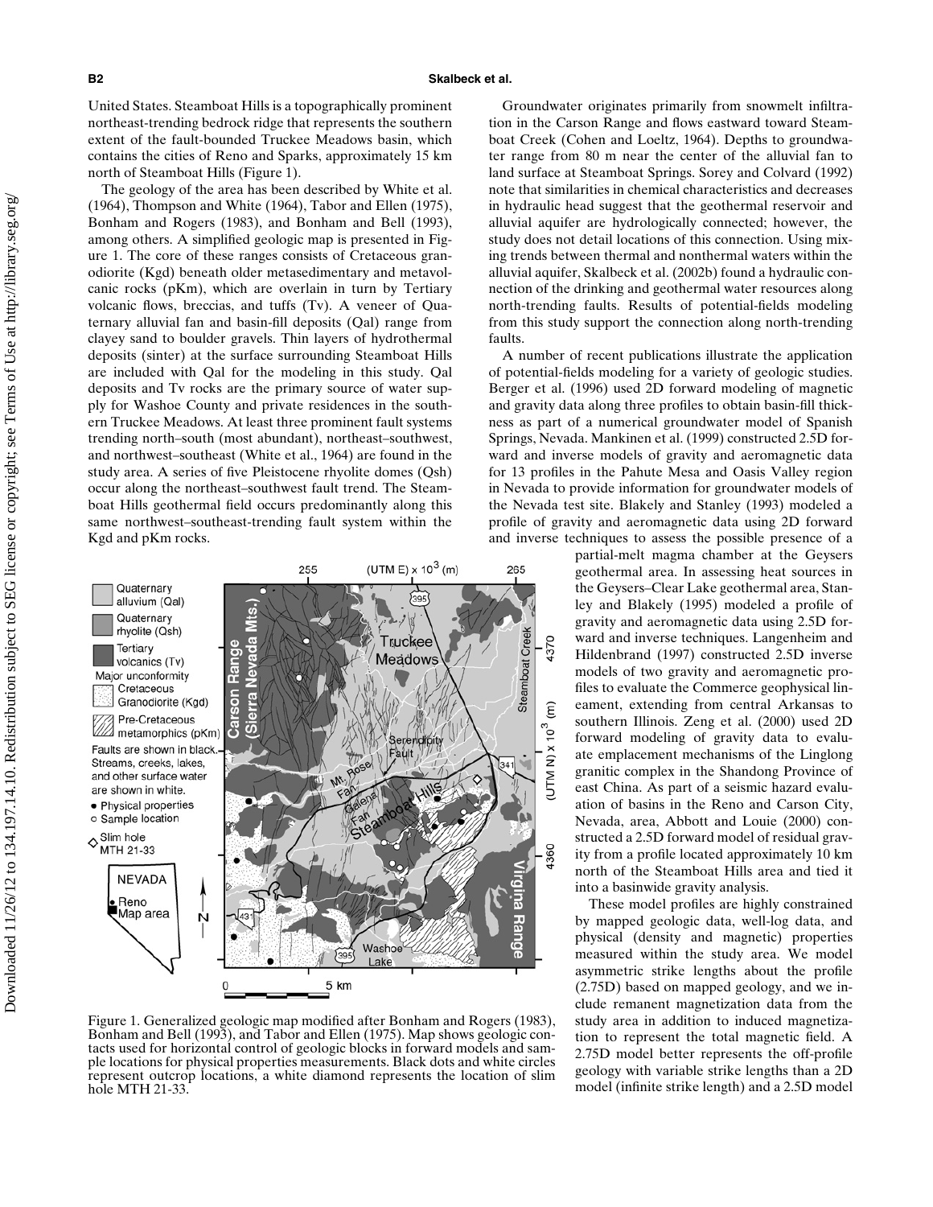United States. Steamboat Hills is a topographically prominent northeast-trending bedrock ridge that represents the southern extent of the fault-bounded Truckee Meadows basin, which contains the cities of Reno and Sparks, approximately 15 km north of Steamboat Hills (Figure 1).

The geology of the area has been described by White et al. (1964), Thompson and White (1964), Tabor and Ellen (1975), Bonham and Rogers (1983), and Bonham and Bell (1993), among others. A simplified geologic map is presented in Figure 1. The core of these ranges consists of Cretaceous granodiorite (Kgd) beneath older metasedimentary and metavolcanic rocks (pKm), which are overlain in turn by Tertiary volcanic flows, breccias, and tuffs (Tv). A veneer of Quaternary alluvial fan and basin-fill deposits (Qal) range from clayey sand to boulder gravels. Thin layers of hydrothermal deposits (sinter) at the surface surrounding Steamboat Hills are included with Qal for the modeling in this study. Qal deposits and Tv rocks are the primary source of water supply for Washoe County and private residences in the southern Truckee Meadows. At least three prominent fault systems trending north–south (most abundant), northeast–southwest, and northwest–southeast (White et al., 1964) are found in the study area. A series of five Pleistocene rhyolite domes (Qsh) occur along the northeast–southwest fault trend. The Steamboat Hills geothermal field occurs predominantly along this same northwest–southeast-trending fault system within the Kgd and pKm rocks.

Figure 1. Generalized geologic map modified after Bonham and Rogers (1983), Bonham and Bell (1993), and Tabor and Ellen (1975). Map shows geologic contacts used for horizontal control of geologic blocks in forward models and sample locations for physical properties measurements. Black dots and white circles represent outcrop locations, a white diamond represents the location of slim hole MTH 21-33.

Groundwater originates primarily from snowmelt infiltration in the Carson Range and flows eastward toward Steamboat Creek (Cohen and Loeltz, 1964). Depths to groundwater range from 80 m near the center of the alluvial fan to land surface at Steamboat Springs. Sorey and Colvard (1992) note that similarities in chemical characteristics and decreases in hydraulic head suggest that the geothermal reservoir and alluvial aquifer are hydrologically connected; however, the study does not detail locations of this connection. Using mixing trends between thermal and nonthermal waters within the alluvial aquifer, Skalbeck et al. (2002b) found a hydraulic connection of the drinking and geothermal water resources along north-trending faults. Results of potential-fields modeling from this study support the connection along north-trending faults.

A number of recent publications illustrate the application of potential-fields modeling for a variety of geologic studies. Berger et al. (1996) used 2D forward modeling of magnetic and gravity data along three profiles to obtain basin-fill thickness as part of a numerical groundwater model of Spanish Springs, Nevada. Mankinen et al. (1999) constructed 2.5D forward and inverse models of gravity and aeromagnetic data for 13 profiles in the Pahute Mesa and Oasis Valley region in Nevada to provide information for groundwater models of the Nevada test site. Blakely and Stanley (1993) modeled a profile of gravity and aeromagnetic data using 2D forward and inverse techniques to assess the possible presence of a partial-melt magma chamber at the Geysers geothermal area. In assessing heat sources in the Geysers–Clear Lake geothermal area, Stanley and Blakely (1995) modeled a profile of gravity and aeromagnetic data using 2.5D forward and inverse techniques. Langenheim and Hildenbrand (1997) constructed 2.5D inverse models of two gravity and aeromagnetic profiles to evaluate the Commerce geophysical lineament, extending from central Arkansas to southern Illinois. Zeng et al. (2000) used 2D forward modeling of gravity data to evaluate emplacement mechanisms of the Linglong granitic complex in the Shandong Province of east China. As part of a seismic hazard evaluation of basins in the Reno and Carson City, Nevada, area, Abbott and Louie (2000) constructed a 2.5D forward model of residual gravity from a profile located approximately 10 km north of the Steamboat Hills area and tied it into a basinwide gravity analysis.

These model profiles are highly constrained by mapped geologic data, well-log data, and physical (density and magnetic) properties measured within the study area. We model asymmetric strike lengths about the profile (2.75D) based on mapped geology, and we include remanent magnetization data from the study area in addition to induced magnetization to represent the total magnetic field. A 2.75D model better represents the off-profile geology with variable strike lengths than a 2D model (infinite strike length) and a 2.5D model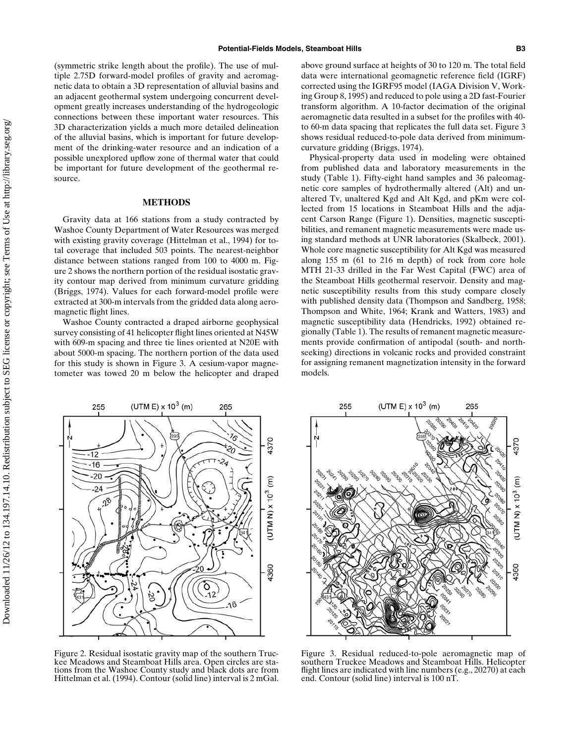(symmetric strike length about the profile). The use of multiple 2.75D forward-model profiles of gravity and aeromagnetic data to obtain a 3D representation of alluvial basins and an adjacent geothermal system undergoing concurrent development greatly increases understanding of the hydrogeologic connections between these important water resources. This 3D characterization yields a much more detailed delineation of the alluvial basins, which is important for future development of the drinking-water resource and an indication of a possible unexplored upflow zone of thermal water that could be important for future development of the geothermal resource.

## METHODS

Gravity data at 166 stations from a study contracted by Washoe County Department of Water Resources was merged with existing gravity coverage (Hittelman et al., 1994) for total coverage that included 503 points. The nearest-neighbor distance between stations ranged from 100 to 4000 m. Figure 2 shows the northern portion of the residual isostatic gravity contour map derived from minimum curvature gridding (Briggs, 1974). Values for each forward-model profile were extracted at 300-m intervals from the gridded data along aeromagnetic flight lines.

Washoe County contracted a draped airborne geophysical survey consisting of 41 helicopter flight lines oriented at N45W with 609-m spacing and three tie lines oriented at N20E with about 5000-m spacing. The northern portion of the data used for this study is shown in Figure 3. A cesium-vapor magnetometer was towed 20 m below the helicopter and draped above ground surface at heights of 30 to 120 m. The total field data were international geomagnetic reference field (IGRF) corrected using the IGRF95 model (IAGA Division V, Working Group 8, 1995) and reduced to pole using a 2D fast-Fourier transform algorithm. A 10-factor decimation of the original aeromagnetic data resulted in a subset for the profiles with 40- to 60-m data spacing that replicates the full data set. Figure 3 shows residual reduced-to-pole data derived from minimum-curvature gridding (Briggs, 1974).

Physical-property data used in modeling were obtained from published data and laboratory measurements in the study (Table 1). Fifty-eight hand samples and 36 paleomagnetic core samples of hydrothermally altered (Alt) and unaltered Tv, unaltered Kgd and Alt Kgd, and pKm were collected from 15 locations in Steamboat Hills and the adjacent Carson Range (Figure 1). Densities, magnetic susceptibilities, and remanent magnetic measurements were made using standard methods at UNR laboratories (Skalbeck, 2001). Whole core magnetic susceptibility for Alt Kgd was measured along 155 m (61 to 216 m depth) of rock from core hole MTH 21-33 drilled in the Far West Capital (FWC) area of the Steamboat Hills geothermal reservoir. Density and magnetic susceptibility results from this study compare closely with published density data (Thompson and Sandberg, 1958; Thompson and White, 1964; Krank and Watters, 1983) and magnetic susceptibility data (Hendricks, 1992) obtained regionally (Table 1). The results of remanent magnetic measurements provide confirmation of antipodal (south- and north-seeking) directions in volcanic rocks and provided constraint for assigning remanent magnetization intensity in the forward models.

Figure 2. Residual isostatic gravity map of the southern Truckee Meadows and Steamboat Hills area. Open circles are stations from the Washoe County study and black dots are from Hittelman et al. (1994). Contour (solid line) interval is 2 mGal.

Figure 3. Residual reduced-to-pole aeromagnetic map of southern Truckee Meadows and Steamboat Hills. Helicopter flight lines are indicated with line numbers (e.g., 20270) at each end. Contour (solid line) interval is 100 nT.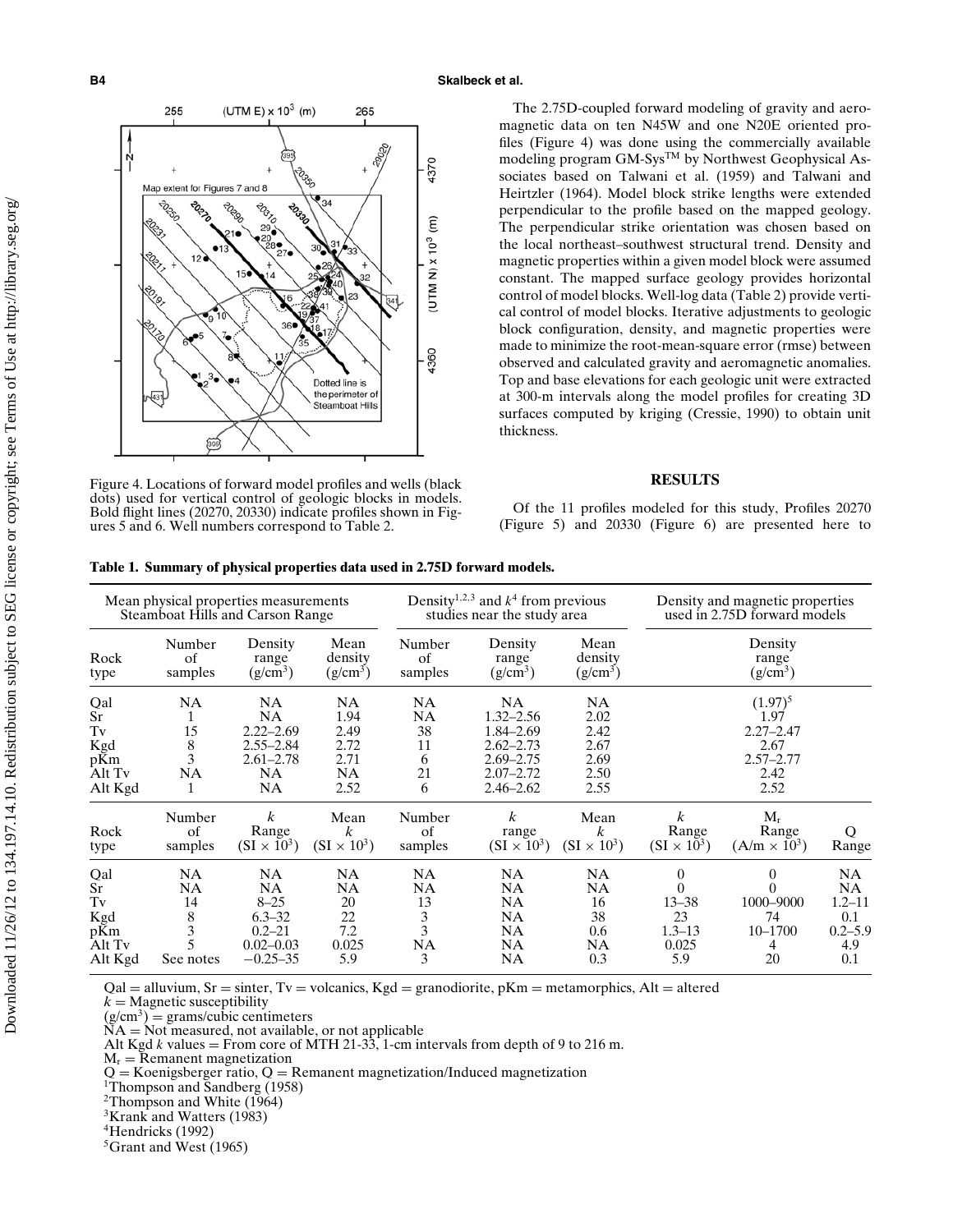Figure 4. Locations of forward model profiles and wells (black dots) used for vertical control of geologic blocks in models. Bold flight lines (20270, 20330) indicate profiles shown in Figures 5 and 6. Well numbers correspond to Table 2.

The 2.75D-coupled forward modeling of gravity and aeromagnetic data on ten N45W and one N20E oriented profiles (Figure 4) was done using the commercially available modeling program GM-Sys™ by Northwest Geophysical Associates based on Talwani et al. (1959) and Talwani and Heirtzler (1964). Model block strike lengths were extended perpendicular to the profile based on the mapped geology. The perpendicular strike orientation was chosen based on the local northeast–southwest structural trend. Density and magnetic properties within a given model block were assumed constant. The mapped surface geology provides horizontal control of model blocks. Well-log data (Table 2) provide vertical control of model blocks. Iterative adjustments to geologic block configuration, density, and magnetic properties were made to minimize the root-mean-square error (rmse) between observed and calculated gravity and aeromagnetic anomalies. Top and base elevations for each geologic unit were extracted at 300-m intervals along the model profiles for creating 3D surfaces computed by kriging (Cressie, 1990) to obtain unit thickness.

## RESULTS

Of the 11 profiles modeled for this study, Profiles 20270 (Figure 5) and 20330 (Figure 6) are presented here to

**Table 1. Summary of physical properties data used in 2.75D forward models.**

| | Mean physical properties measurements Steamboat Hills and Carson Range | | | Density[1,2,3] and $k$[4] from previous studies near the study area | | | Density and magnetic properties used in 2.75D forward models | | |
|---|---|---|---|---|---|---|---|---|---|
| Rock type | Number of samples | Density range (g/cm$^3$) | Mean density (g/cm$^3$) | Number of samples | Density range (g/cm$^3$) | Mean density (g/cm$^3$) | | Density range (g/cm$^3$) | |
| Qal | NA | NA | NA | NA | NA | NA | | (1.97)[5] | |
| Sr | 1 | NA | 1.94 | NA | 1.32–2.56 | 2.02 | | 1.97 | |
| Tv | 15 | 2.22–2.69 | 2.49 | 38 | 1.84–2.69 | 2.42 | | 2.27–2.47 | |
| Kgd | 8 | 2.55–2.84 | 2.72 | 11 | 2.62–2.73 | 2.67 | | 2.67 | |
| pKm | 3 | 2.61–2.78 | 2.71 | 6 | 2.69–2.75 | 2.69 | | 2.57–2.77 | |
| Alt Tv | NA | NA | NA | 21 | 2.07–2.72 | 2.50 | | 2.42 | |
| Alt Kgd | 1 | NA | 2.52 | 6 | 2.46–2.62 | 2.55 | | 2.52 | |
| Rock type | Number of samples | $k$ Range (SI × 10$^3$) | Mean $k$ (SI × 10$^3$) | Number of samples | $k$ range (SI × 10$^3$) | Mean $k$ (SI × 10$^3$) | $k$ Range (SI × 10$^3$) | $M_r$ Range (A/m × 10$^3$) | Q Range |
| Qal | NA | NA | NA | NA | NA | NA | 0 | 0 | NA |
| Sr | NA | NA | NA | NA | NA | NA | 0 | 0 | NA |
| Tv | 14 | 8–25 | 20 | 13 | NA | 16 | 13–38 | 1000–9000 | 1.2–11 |
| Kgd | 8 | 6.3–32 | 22 | 3 | NA | 38 | 23 | 74 | 0.1 |
| pKm | 3 | 0.2–21 | 7.2 | 3 | NA | 0.6 | 1.3–13 | 10–1700 | 0.2–5.9 |
| Alt Tv | 5 | 0.02–0.03 | 0.025 | NA | NA | NA | 0.025 | 4 | 4.9 |
| Alt Kgd | See notes | −0.25–35 | 5.9 | 3 | NA | 0.3 | 5.9 | 20 | 0.1 |

Qal = alluvium, Sr = sinter, Tv = volcanics, Kgd = granodiorite, pKm = metamorphics, Alt = altered
$k$ = Magnetic susceptibility
(g/cm$^3$) = grams/cubic centimeters
NA = Not measured, not available, or not applicable
Alt Kgd $k$ values = From core of MTH 21-33, 1-cm intervals from depth of 9 to 216 m.
$M_r$ = Remanent magnetization
Q = Koenigsberger ratio, Q = Remanent magnetization/Induced magnetization
[1]Thompson and Sandberg (1958)
[2]Thompson and White (1964)
[3]Krank and Watters (1983)
[4]Hendricks (1992)
[5]Grant and West (1965)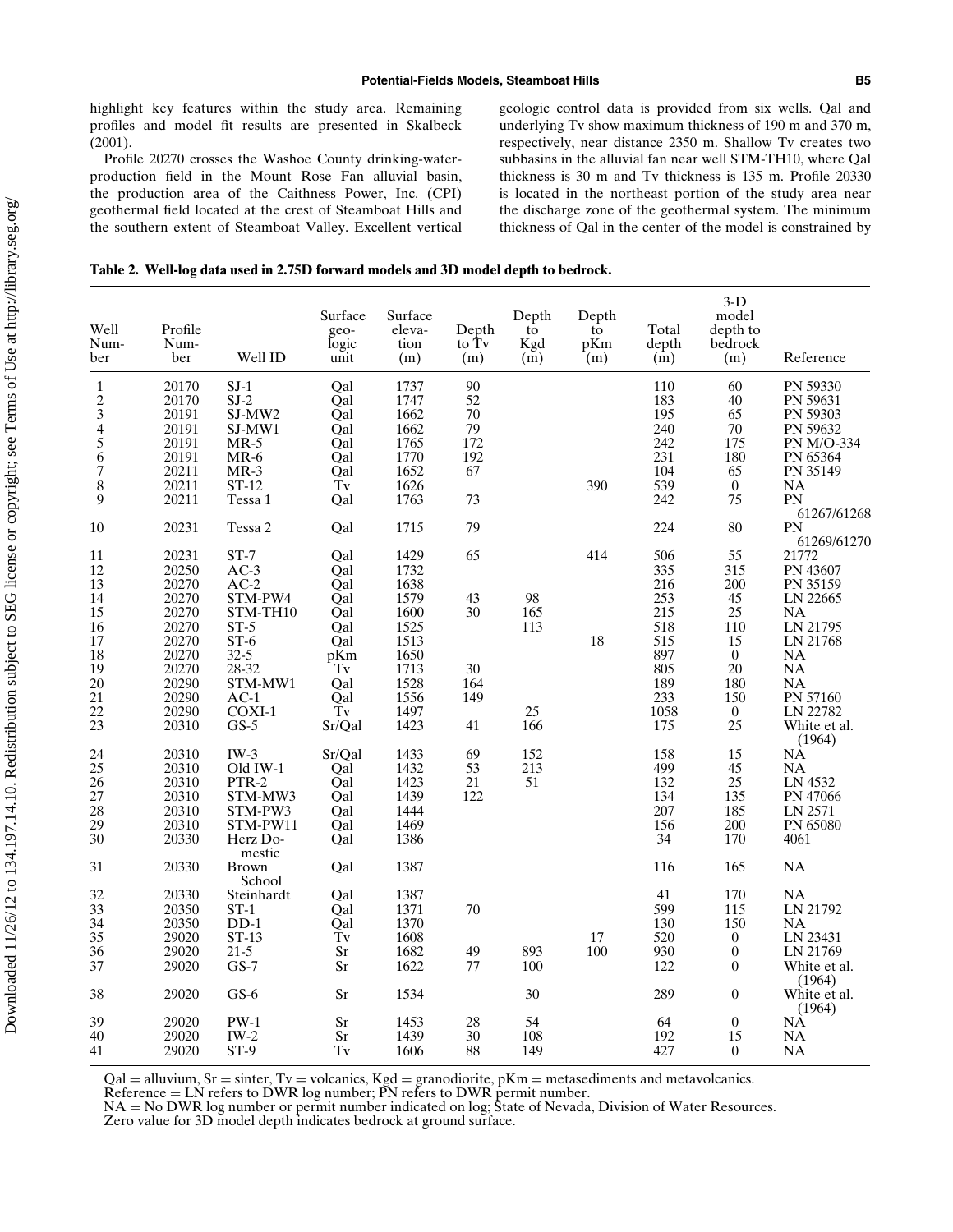highlight key features within the study area. Remaining profiles and model fit results are presented in Skalbeck (2001).

Profile 20270 crosses the Washoe County drinking-water-production field in the Mount Rose Fan alluvial basin, the production area of the Caithness Power, Inc. (CPI) geothermal field located at the crest of Steamboat Hills and the southern extent of Steamboat Valley. Excellent vertical geologic control data is provided from six wells. Qal and underlying Tv show maximum thickness of 190 m and 370 m, respectively, near distance 2350 m. Shallow Tv creates two subbasins in the alluvial fan near well STM-TH10, where Qal thickness is 30 m and Tv thickness is 135 m. Profile 20330 is located in the northeast portion of the study area near the discharge zone of the geothermal system. The minimum thickness of Qal in the center of the model is constrained by

**Table 2. Well-log data used in 2.75D forward models and 3D model depth to bedrock.**

| Well Number | Profile Number | Well ID | Surface geologic unit | Surface elevation (m) | Depth to Tv (m) | Depth to Kgd (m) | Depth to pKm (m) | Total depth (m) | 3-D model depth to bedrock (m) | Reference |
|---|---|---|---|---|---|---|---|---|---|---|
| 1 | 20170 | SJ-1 | Qal | 1737 | 90 | | | 110 | 60 | PN 59330 |
| 2 | 20170 | SJ-2 | Qal | 1747 | 52 | | | 183 | 40 | PN 59631 |
| 3 | 20191 | SJ-MW2 | Qal | 1662 | 70 | | | 195 | 65 | PN 59303 |
| 4 | 20191 | SJ-MW1 | Qal | 1662 | 79 | | | 240 | 70 | PN 59632 |
| 5 | 20191 | MR-5 | Qal | 1765 | 172 | | | 242 | 175 | PN M/O-334 |
| 6 | 20191 | MR-6 | Qal | 1770 | 192 | | | 231 | 180 | PN 65364 |
| 7 | 20211 | MR-3 | Qal | 1652 | 67 | | | 104 | 65 | PN 35149 |
| 8 | 20211 | ST-12 | Tv | 1626 | | | 390 | 539 | 0 | NA |
| 9 | 20211 | Tessa 1 | Qal | 1763 | 73 | | | 242 | 75 | PN 61267/61268 |
| 10 | 20231 | Tessa 2 | Qal | 1715 | 79 | | | 224 | 80 | PN 61269/61270 |
| 11 | 20231 | ST-7 | Qal | 1429 | 65 | | 414 | 506 | 55 | 21772 |
| 12 | 20250 | AC-3 | Qal | 1732 | | | | 335 | 315 | PN 43607 |
| 13 | 20270 | AC-2 | Qal | 1638 | | | | 216 | 200 | PN 35159 |
| 14 | 20270 | STM-PW4 | Qal | 1579 | 43 | 98 | | 253 | 45 | LN 22665 |
| 15 | 20270 | STM-TH10 | Qal | 1600 | 30 | 165 | | 215 | 25 | NA |
| 16 | 20270 | ST-5 | Qal | 1525 | | 113 | | 518 | 110 | LN 21795 |
| 17 | 20270 | ST-6 | Qal | 1513 | | | 18 | 515 | 15 | LN 21768 |
| 18 | 20270 | 32-5 | pKm | 1650 | | | | 897 | 0 | NA |
| 19 | 20270 | 28-32 | Tv | 1713 | 30 | | | 805 | 20 | NA |
| 20 | 20290 | STM-MW1 | Qal | 1528 | 164 | | | 189 | 180 | NA |
| 21 | 20290 | AC-1 | Qal | 1556 | 149 | | | 233 | 150 | PN 57160 |
| 22 | 20290 | COXI-1 | Tv | 1497 | | 25 | | 1058 | 0 | LN 22782 |
| 23 | 20310 | GS-5 | Sr/Qal | 1423 | 41 | 166 | | 175 | 25 | White et al. (1964) |
| 24 | 20310 | IW-3 | Sr/Qal | 1433 | 69 | 152 | | 158 | 15 | NA |
| 25 | 20310 | Old IW-1 | Qal | 1432 | 53 | 213 | | 499 | 45 | NA |
| 26 | 20310 | PTR-2 | Qal | 1423 | 21 | 51 | | 132 | 25 | LN 4532 |
| 27 | 20310 | STM-MW3 | Qal | 1439 | 122 | | | 134 | 135 | PN 47066 |
| 28 | 20310 | STM-PW3 | Qal | 1444 | | | | 207 | 185 | LN 2571 |
| 29 | 20310 | STM-PW11 | Qal | 1469 | | | | 156 | 200 | PN 65080 |
| 30 | 20330 | Herz Domestic | Qal | 1386 | | | | 34 | 170 | 4061 |
| 31 | 20330 | Brown School | Qal | 1387 | | | | 116 | 165 | NA |
| 32 | 20330 | Steinhardt | Qal | 1387 | | | | 41 | 170 | NA |
| 33 | 20350 | ST-1 | Qal | 1371 | 70 | | | 599 | 115 | LN 21792 |
| 34 | 20350 | DD-1 | Qal | 1370 | | | | 130 | 150 | NA |
| 35 | 29020 | ST-13 | Tv | 1608 | | | 17 | 520 | 0 | LN 23431 |
| 36 | 29020 | 21-5 | Sr | 1682 | 49 | 893 | 100 | 930 | 0 | LN 21769 |
| 37 | 29020 | GS-7 | Sr | 1622 | 77 | 100 | | 122 | 0 | White et al. (1964) |
| 38 | 29020 | GS-6 | Sr | 1534 | | 30 | | 289 | 0 | White et al. (1964) |
| 39 | 29020 | PW-1 | Sr | 1453 | 28 | 54 | | 64 | 0 | NA |
| 40 | 29020 | IW-2 | Sr | 1439 | 30 | 108 | | 192 | 15 | NA |
| 41 | 29020 | ST-9 | Tv | 1606 | 88 | 149 | | 427 | 0 | NA |

Qal = alluvium, Sr = sinter, Tv = volcanics, Kgd = granodiorite, pKm = metasediments and metavolcanics.
Reference = LN refers to DWR log number; PN refers to DWR permit number.
NA = No DWR log number or permit number indicated on log; State of Nevada, Division of Water Resources.
Zero value for 3D model depth indicates bedrock at ground surface.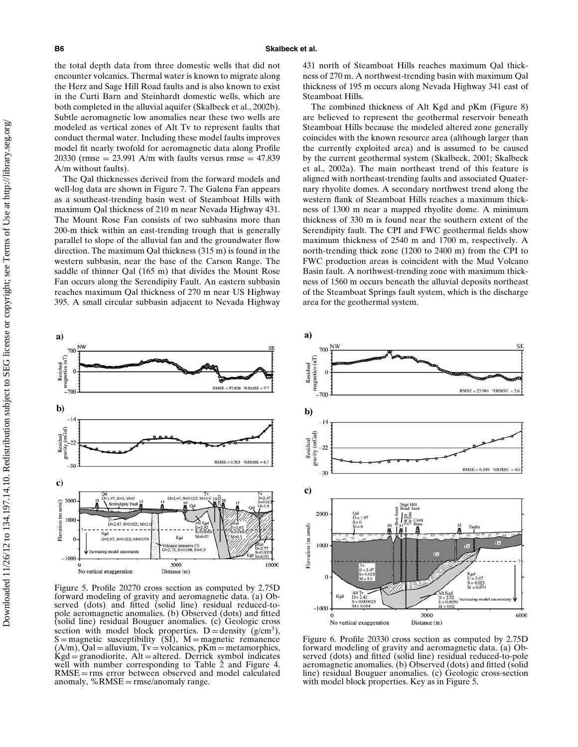the total depth data from three domestic wells that did not encounter volcanics. Thermal water is known to migrate along the Herz and Sage Hill Road faults and is also known to exist in the Curti Barn and Steinhardt domestic wells, which are both completed in the alluvial aquifer (Skalbeck et al., 2002b). Subtle aeromagnetic low anomalies near these two wells are modeled as vertical zones of Alt Tv to represent faults that conduct thermal water. Including these model faults improves model fit nearly twofold for aeromagnetic data along Profile 20330 (rmse = 23.991 A/m with faults versus rmse = 47.839 A/m without faults).

The Qal thicknesses derived from the forward models and well-log data are shown in Figure 7. The Galena Fan appears as a southeast-trending basin west of Steamboat Hills with maximum Qal thickness of 210 m near Nevada Highway 431. The Mount Rose Fan consists of two subbasins more than 200-m thick within an east-trending trough that is generally parallel to slope of the alluvial fan and the groundwater flow direction. The maximum Qal thickness (315 m) is found in the western subbasin, near the base of the Carson Range. The saddle of thinner Qal (165 m) that divides the Mount Rose Fan occurs along the Serendipity Fault. An eastern subbasin reaches maximum Qal thickness of 270 m near US Highway 395. A small circular subbasin adjacent to Nevada Highway 431 north of Steamboat Hills reaches maximum Qal thickness of 270 m. A northwest-trending basin with maximum Qal thickness of 195 m occurs along Nevada Highway 341 east of Steamboat Hills.

The combined thickness of Alt Kgd and pKm (Figure 8) are believed to represent the geothermal reservoir beneath Steamboat Hills because the modeled altered zone generally coincides with the known resource area (although larger than the currently exploited area) and is assumed to be caused by the current geothermal system (Skalbeck, 2001; Skalbeck et al., 2002a). The main northeast trend of this feature is aligned with northeast-trending faults and associated Quaternary rhyolite domes. A secondary northwest trend along the western flank of Steamboat Hills reaches a maximum thickness of 1300 m near a mapped rhyolite dome. A minimum thickness of 330 m is found near the southern extent of the Serendipity fault. The CPI and FWC geothermal fields show maximum thickness of 2540 m and 1700 m, respectively. A north-trending thick zone (1200 to 2400 m) from the CPI to FWC production areas is coincident with the Mud Volcano Basin fault. A northwest-trending zone with maximum thickness of 1560 m occurs beneath the alluvial deposits northeast of the Steamboat Springs fault system, which is the discharge area for the geothermal system.

Figure 5. Profile 20270 cross section as computed by 2.75D forward modeling of gravity and aeromagnetic data. (a) Observed (dots) and fitted (solid line) residual reduced-to-pole aeromagnetic anomalies. (b) Observed (dots) and fitted (solid line) residual Bouguer anomalies. (c) Geologic cross section with model block properties. D = density (g/cm$^3$), S = magnetic susceptibility (SI), M = magnetic remanence (A/m), Qal = alluvium, Tv = volcanics, pKm = metamorphics, Kgd = granodiorite, Alt = altered. Derrick symbol indicates well with number corresponding to Table 2 and Figure 4. RMSE = rms error between observed and model calculated anomaly, %RMSE = rmse/anomaly range.

Figure 6. Profile 20330 cross section as computed by 2.75D forward modeling of gravity and aeromagnetic data. (a) Observed (dots) and fitted (solid line) residual reduced-to-pole aeromagnetic anomalies. (b) Observed (dots) and fitted (solid line) residual Bouguer anomalies. (c) Geologic cross-section with model block properties. Key as in Figure 5.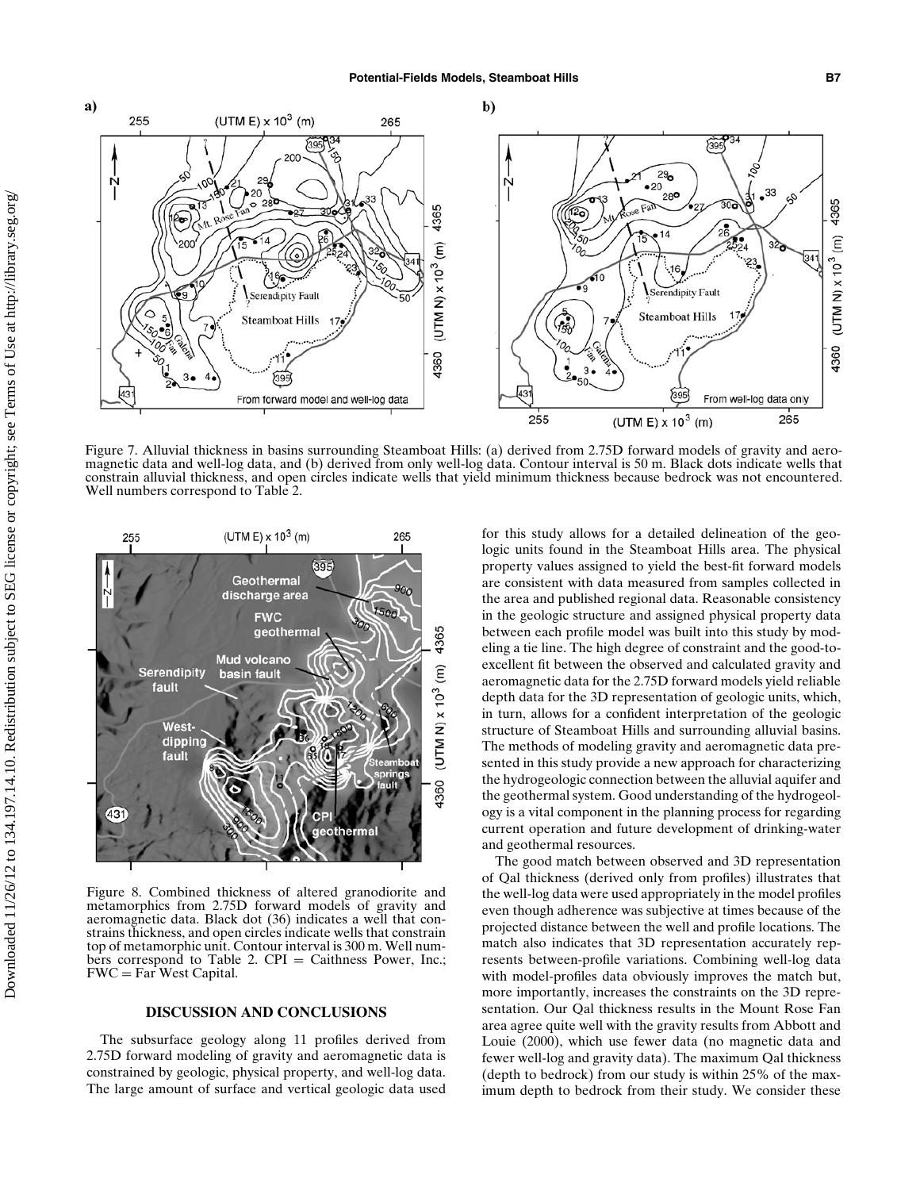Figure 7. Alluvial thickness in basins surrounding Steamboat Hills: (a) derived from 2.75D forward models of gravity and aeromagnetic data and well-log data, and (b) derived from only well-log data. Contour interval is 50 m. Black dots indicate wells that constrain alluvial thickness, and open circles indicate wells that yield minimum thickness because bedrock was not encountered. Well numbers correspond to Table 2.

Figure 8. Combined thickness of altered granodiorite and metamorphics from 2.75D forward models of gravity and aeromagnetic data. Black dot (36) indicates a well that constrains thickness, and open circles indicate wells that constrain top of metamorphic unit. Contour interval is 300 m. Well numbers correspond to Table 2. CPI = Caithness Power, Inc.; FWC = Far West Capital.

## DISCUSSION AND CONCLUSIONS

The subsurface geology along 11 profiles derived from 2.75D forward modeling of gravity and aeromagnetic data is constrained by geologic, physical property, and well-log data. The large amount of surface and vertical geologic data used for this study allows for a detailed delineation of the geologic units found in the Steamboat Hills area. The physical property values assigned to yield the best-fit forward models are consistent with data measured from samples collected in the area and published regional data. Reasonable consistency in the geologic structure and assigned physical property data between each profile model was built into this study by modeling a tie line. The high degree of constraint and the good-to-excellent fit between the observed and calculated gravity and aeromagnetic data for the 2.75D forward models yield reliable depth data for the 3D representation of geologic units, which, in turn, allows for a confident interpretation of the geologic structure of Steamboat Hills and surrounding alluvial basins. The methods of modeling gravity and aeromagnetic data presented in this study provide a new approach for characterizing the hydrogeologic connection between the alluvial aquifer and the geothermal system. Good understanding of the hydrogeology is a vital component in the planning process for regarding current operation and future development of drinking-water and geothermal resources.

The good match between observed and 3D representation of Qal thickness (derived only from profiles) illustrates that the well-log data were used appropriately in the model profiles even though adherence was subjective at times because of the projected distance between the well and profile locations. The match also indicates that 3D representation accurately represents between-profile variations. Combining well-log data with model-profiles data obviously improves the match but, more importantly, increases the constraints on the 3D representation. Our Qal thickness results in the Mount Rose Fan area agree quite well with the gravity results from Abbott and Louie (2000), which use fewer data (no magnetic data and fewer well-log and gravity data). The maximum Qal thickness (depth to bedrock) from our study is within 25% of the maximum depth to bedrock from their study. We consider these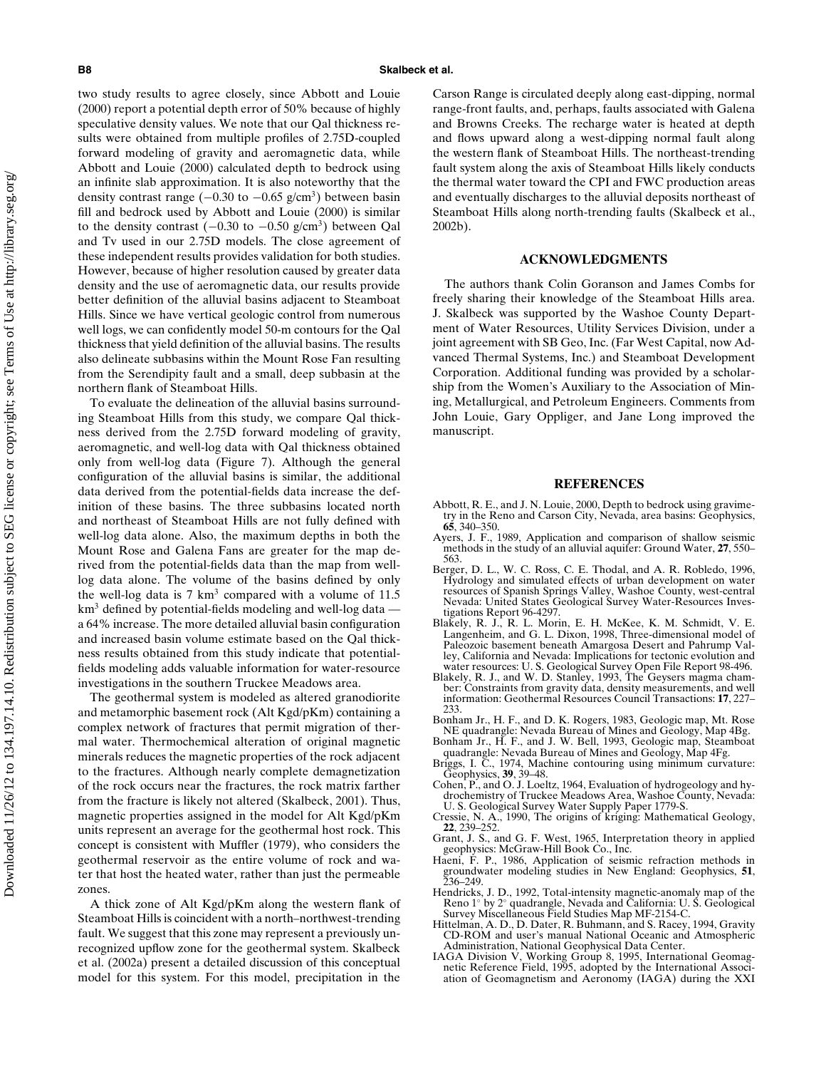two study results to agree closely, since Abbott and Louie (2000) report a potential depth error of 50% because of highly speculative density values. We note that our Qal thickness results were obtained from multiple profiles of 2.75D-coupled forward modeling of gravity and aeromagnetic data, while Abbott and Louie (2000) calculated depth to bedrock using an infinite slab approximation. It is also noteworthy that the density contrast range ($-0.30$ to $-0.65$ g/cm$^3$) between basin fill and bedrock used by Abbott and Louie (2000) is similar to the density contrast ($-0.30$ to $-0.50$ g/cm$^3$) between Qal and Tv used in our 2.75D models. The close agreement of these independent results provides validation for both studies. However, because of higher resolution caused by greater data density and the use of aeromagnetic data, our results provide better definition of the alluvial basins adjacent to Steamboat Hills. Since we have vertical geologic control from numerous well logs, we can confidently model 50-m contours for the Qal thickness that yield definition of the alluvial basins. The results also delineate subbasins within the Mount Rose Fan resulting from the Serendipity fault and a small, deep subbasin at the northern flank of Steamboat Hills.

To evaluate the delineation of the alluvial basins surrounding Steamboat Hills from this study, we compare Qal thickness derived from the 2.75D forward modeling of gravity, aeromagnetic, and well-log data with Qal thickness obtained only from well-log data (Figure 7). Although the general configuration of the alluvial basins is similar, the additional data derived from the potential-fields data increase the definition of these basins. The three subbasins located north and northeast of Steamboat Hills are not fully defined with well-log data alone. Also, the maximum depths in both the Mount Rose and Galena Fans are greater for the map derived from the potential-fields data than the map from well-log data alone. The volume of the basins defined by only the well-log data is 7 km$^3$ compared with a volume of 11.5 km$^3$ defined by potential-fields modeling and well-log data — a 64% increase. The more detailed alluvial basin configuration and increased basin volume estimate based on the Qal thickness results obtained from this study indicate that potential-fields modeling adds valuable information for water-resource investigations in the southern Truckee Meadows area.

The geothermal system is modeled as altered granodiorite and metamorphic basement rock (Alt Kgd/pKm) containing a complex network of fractures that permit migration of thermal water. Thermochemical alteration of original magnetic minerals reduces the magnetic properties of the rock adjacent to the fractures. Although nearly complete demagnetization of the rock occurs near the fractures, the rock matrix farther from the fracture is likely not altered (Skalbeck, 2001). Thus, magnetic properties assigned in the model for Alt Kgd/pKm units represent an average for the geothermal host rock. This concept is consistent with Muffler (1979), who considers the geothermal reservoir as the entire volume of rock and water that host the heated water, rather than just the permeable zones.

A thick zone of Alt Kgd/pKm along the western flank of Steamboat Hills is coincident with a north–northwest-trending fault. We suggest that this zone may represent a previously unrecognized upflow zone for the geothermal system. Skalbeck et al. (2002a) present a detailed discussion of this conceptual model for this system. For this model, precipitation in the Carson Range is circulated deeply along east-dipping, normal range-front faults, and, perhaps, faults associated with Galena and Browns Creeks. The recharge water is heated at depth and flows upward along a west-dipping normal fault along the western flank of Steamboat Hills. The northeast-trending fault system along the axis of Steamboat Hills likely conducts the thermal water toward the CPI and FWC production areas and eventually discharges to the alluvial deposits northeast of Steamboat Hills along north-trending faults (Skalbeck et al., 2002b).

## ACKNOWLEDGMENTS

The authors thank Colin Goranson and James Combs for freely sharing their knowledge of the Steamboat Hills area. J. Skalbeck was supported by the Washoe County Department of Water Resources, Utility Services Division, under a joint agreement with SB Geo, Inc. (Far West Capital, now Advanced Thermal Systems, Inc.) and Steamboat Development Corporation. Additional funding was provided by a scholarship from the Women's Auxiliary to the Association of Mining, Metallurgical, and Petroleum Engineers. Comments from John Louie, Gary Oppliger, and Jane Long improved the manuscript.

## REFERENCES

Abbott, R. E., and J. N. Louie, 2000, Depth to bedrock using gravimetry in the Reno and Carson City, Nevada, area basins: Geophysics, **65**, 340–350.

Ayers, J. F., 1989, Application and comparison of shallow seismic methods in the study of an alluvial aquifer: Ground Water, **27**, 550–563.

Berger, D. L., W. C. Ross, C. E. Thodal, and A. R. Robledo, 1996, Hydrology and simulated effects of urban development on water resources of Spanish Springs Valley, Washoe County, west-central Nevada: United States Geological Survey Water-Resources Investigations Report 96-4297.

Blakely, R. J., R. L. Morin, E. H. McKee, K. M. Schmidt, V. E. Langenheim, and G. L. Dixon, 1998, Three-dimensional model of Paleozoic basement beneath Amargosa Desert and Pahrump Valley, California and Nevada: Implications for tectonic evolution and water resources: U. S. Geological Survey Open File Report 98-496.

Blakely, R. J., and W. D. Stanley, 1993, The Geysers magma chamber: Constraints from gravity data, density measurements, and well information: Geothermal Resources Council Transactions: **17**, 227–233.

Bonham Jr., H. F., and D. K. Rogers, 1983, Geologic map, Mt. Rose NE quadrangle: Nevada Bureau of Mines and Geology, Map 4Bg.

Bonham Jr., H. F., and J. W. Bell, 1993, Geologic map, Steamboat quadrangle: Nevada Bureau of Mines and Geology, Map 4Fg.

Briggs, I. C., 1974, Machine contouring using minimum curvature: Geophysics, **39**, 39–48.

Cohen, P., and O. J. Loeltz, 1964, Evaluation of hydrogeology and hydrochemistry of Truckee Meadows Area, Washoe County, Nevada: U. S. Geological Survey Water Supply Paper 1779-S.

Cressie, N. A., 1990, The origins of kriging: Mathematical Geology, **22**, 239–252.

Grant, J. S., and G. F. West, 1965, Interpretation theory in applied geophysics: McGraw-Hill Book Co., Inc.

Haeni, F. P., 1986, Application of seismic refraction methods in groundwater modeling studies in New England: Geophysics, **51**, 236–249.

Hendricks, J. D., 1992, Total-intensity magnetic-anomaly map of the Reno 1° by 2° quadrangle, Nevada and California: U. S. Geological Survey Miscellaneous Field Studies Map MF-2154-C.

Hittelman, A. D., D. Dater, R. Buhmann, and S. Racey, 1994, Gravity CD-ROM and user's manual National Oceanic and Atmospheric Administration, National Geophysical Data Center.

IAGA Division V, Working Group 8, 1995, International Geomagnetic Reference Field, 1995, adopted by the International Association of Geomagnetism and Aeronomy (IAGA) during the XXI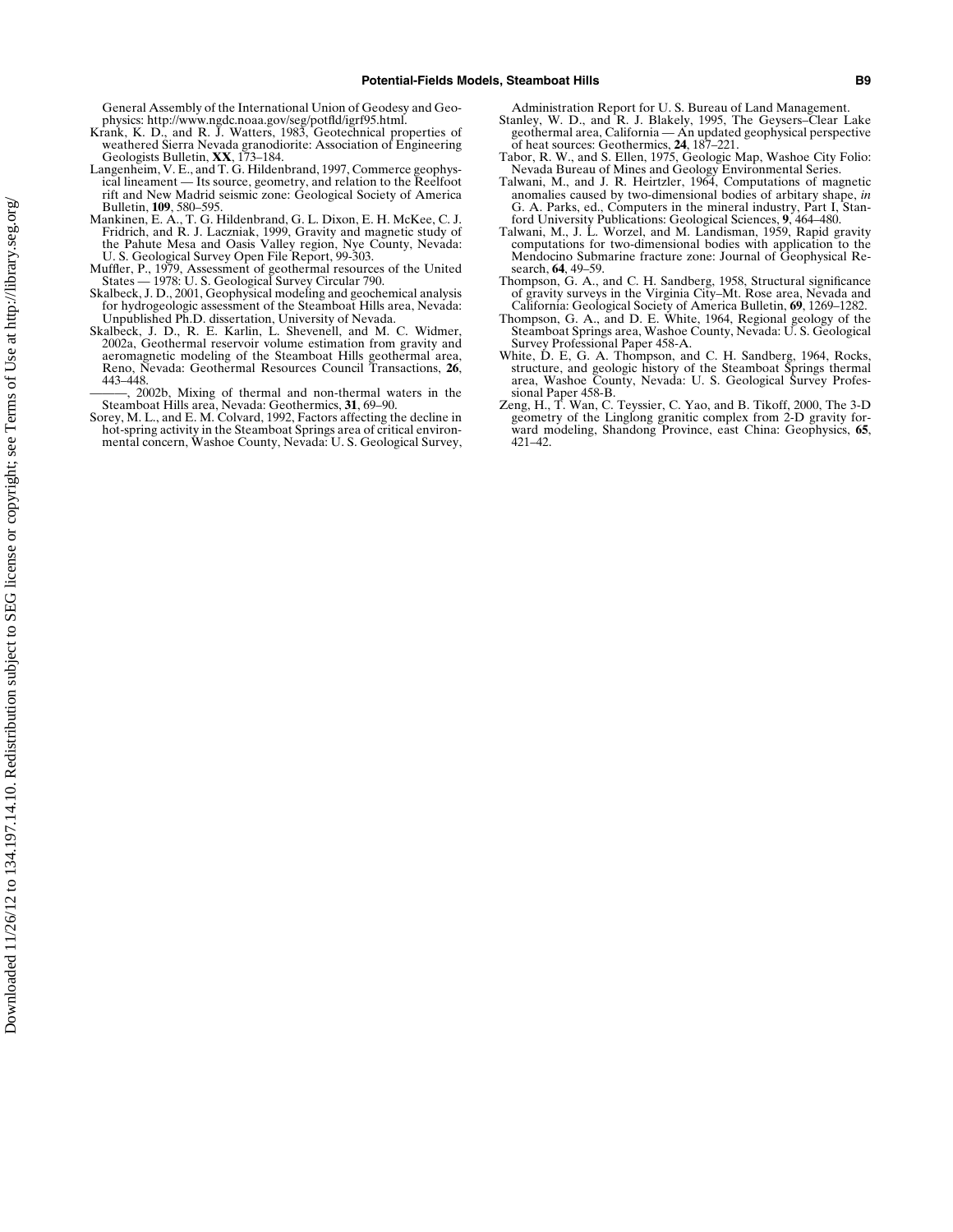General Assembly of the International Union of Geodesy and Geophysics: http://www.ngdc.noaa.gov/seg/potfld/igrf95.html.

Krank, K. D., and R. J. Watters, 1983, Geotechnical properties of weathered Sierra Nevada granodiorite: Association of Engineering Geologists Bulletin, **XX**, 173–184.

Langenheim, V. E., and T. G. Hildenbrand, 1997, Commerce geophysical lineament — Its source, geometry, and relation to the Reelfoot rift and New Madrid seismic zone: Geological Society of America Bulletin, **109**, 580–595.

Mankinen, E. A., T. G. Hildenbrand, G. L. Dixon, E. H. McKee, C. J. Fridrich, and R. J. Laczniak, 1999, Gravity and magnetic study of the Pahute Mesa and Oasis Valley region, Nye County, Nevada: U. S. Geological Survey Open File Report, 99-303.

Muffler, P., 1979, Assessment of geothermal resources of the United States — 1978: U. S. Geological Survey Circular 790.

Skalbeck, J. D., 2001, Geophysical modeling and geochemical analysis for hydrogeologic assessment of the Steamboat Hills area, Nevada: Unpublished Ph.D. dissertation, University of Nevada.

Skalbeck, J. D., R. E. Karlin, L. Shevenell, and M. C. Widmer, 2002a, Geothermal reservoir volume estimation from gravity and aeromagnetic modeling of the Steamboat Hills geothermal area, Reno, Nevada: Geothermal Resources Council Transactions, **26**, 443–448.

———, 2002b, Mixing of thermal and non-thermal waters in the Steamboat Hills area, Nevada: Geothermics, **31**, 69–90.

Sorey, M. L., and E. M. Colvard, 1992, Factors affecting the decline in hot-spring activity in the Steamboat Springs area of critical environmental concern, Washoe County, Nevada: U. S. Geological Survey, Administration Report for U. S. Bureau of Land Management.

Stanley, W. D., and R. J. Blakely, 1995, The Geysers–Clear Lake geothermal area, California — An updated geophysical perspective of heat sources: Geothermics, **24**, 187–221.

Tabor, R. W., and S. Ellen, 1975, Geologic Map, Washoe City Folio: Nevada Bureau of Mines and Geology Environmental Series.

Talwani, M., and J. R. Heirtzler, 1964, Computations of magnetic anomalies caused by two-dimensional bodies of arbitary shape, *in* G. A. Parks, ed., Computers in the mineral industry, Part I, Stanford University Publications: Geological Sciences, **9**, 464–480.

Talwani, M., J. L. Worzel, and M. Landisman, 1959, Rapid gravity computations for two-dimensional bodies with application to the Mendocino Submarine fracture zone: Journal of Geophysical Research, **64**, 49–59.

Thompson, G. A., and C. H. Sandberg, 1958, Structural significance of gravity surveys in the Virginia City–Mt. Rose area, Nevada and California: Geological Society of America Bulletin, **69**, 1269–1282.

Thompson, G. A., and D. E. White, 1964, Regional geology of the Steamboat Springs area, Washoe County, Nevada: U. S. Geological Survey Professional Paper 458-A.

White, D. E, G. A. Thompson, and C. H. Sandberg, 1964, Rocks, structure, and geologic history of the Steamboat Springs thermal area, Washoe County, Nevada: U. S. Geological Survey Professional Paper 458-B.

Zeng, H., T. Wan, C. Teyssier, C. Yao, and B. Tikoff, 2000, The 3-D geometry of the Linglong granitic complex from 2-D gravity forward modeling, Shandong Province, east China: Geophysics, **65**, 421–42.